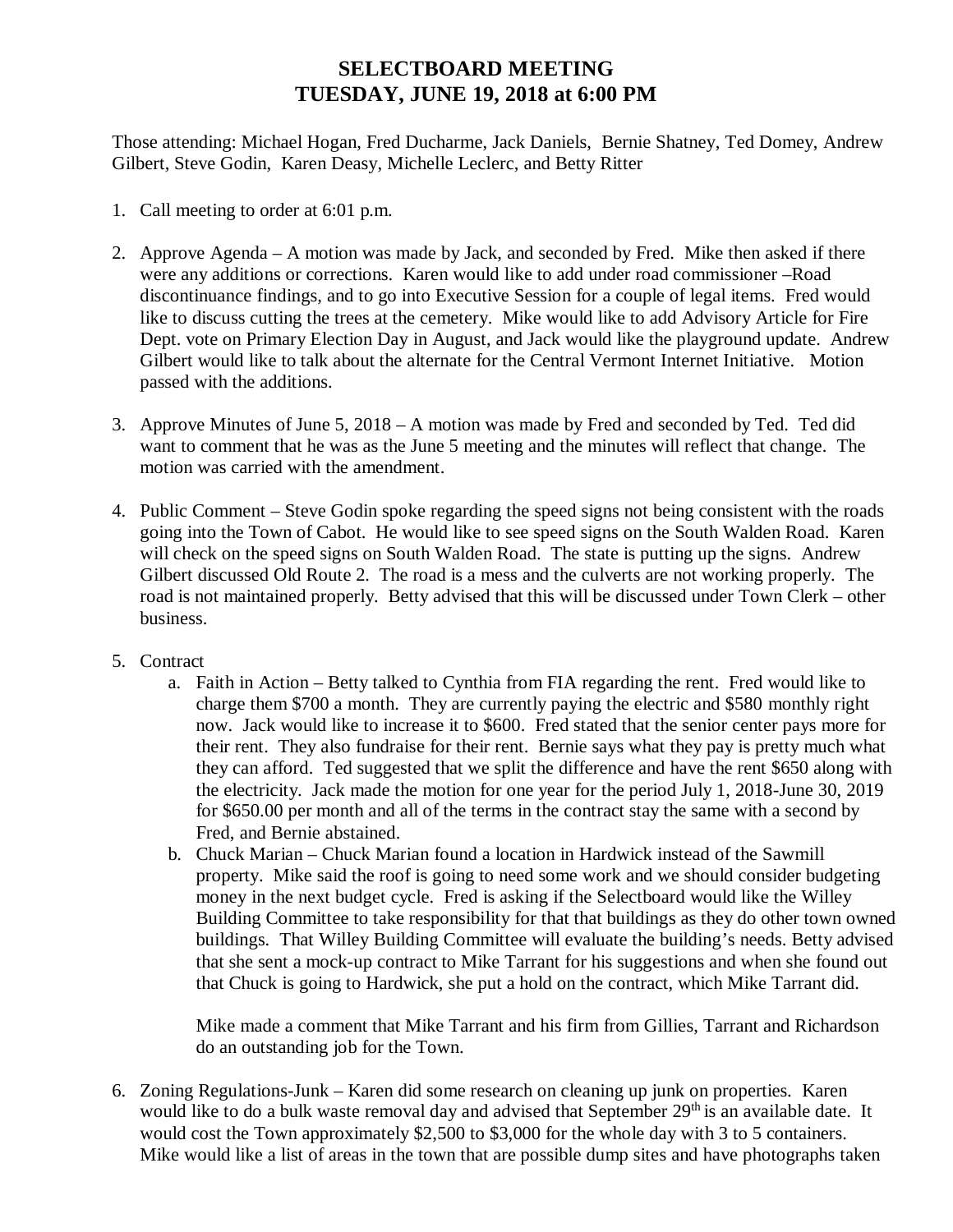# SELECTBOARD MEETING
# TUESDAY, JUNE 19, 2018 at 6:00 PM

Those attending: Michael Hogan, Fred Ducharme, Jack Daniels, Bernie Shatney, Ted Domey, Andrew Gilbert, Steve Godin, Karen Deasy, Michelle Leclerc, and Betty Ritter

1. Call meeting to order at 6:01 p.m.

2. Approve Agenda – A motion was made by Jack, and seconded by Fred. Mike then asked if there were any additions or corrections. Karen would like to add under road commissioner –Road discontinuance findings, and to go into Executive Session for a couple of legal items. Fred would like to discuss cutting the trees at the cemetery. Mike would like to add Advisory Article for Fire Dept. vote on Primary Election Day in August, and Jack would like the playground update. Andrew Gilbert would like to talk about the alternate for the Central Vermont Internet Initiative. Motion passed with the additions.

3. Approve Minutes of June 5, 2018 – A motion was made by Fred and seconded by Ted. Ted did want to comment that he was as the June 5 meeting and the minutes will reflect that change. The motion was carried with the amendment.

4. Public Comment – Steve Godin spoke regarding the speed signs not being consistent with the roads going into the Town of Cabot. He would like to see speed signs on the South Walden Road. Karen will check on the speed signs on South Walden Road. The state is putting up the signs. Andrew Gilbert discussed Old Route 2. The road is a mess and the culverts are not working properly. The road is not maintained properly. Betty advised that this will be discussed under Town Clerk – other business.

5. Contract
   a. Faith in Action – Betty talked to Cynthia from FIA regarding the rent. Fred would like to charge them $700 a month. They are currently paying the electric and $580 monthly right now. Jack would like to increase it to $600. Fred stated that the senior center pays more for their rent. They also fundraise for their rent. Bernie says what they pay is pretty much what they can afford. Ted suggested that we split the difference and have the rent $650 along with the electricity. Jack made the motion for one year for the period July 1, 2018-June 30, 2019 for $650.00 per month and all of the terms in the contract stay the same with a second by Fred, and Bernie abstained.
   b. Chuck Marian – Chuck Marian found a location in Hardwick instead of the Sawmill property. Mike said the roof is going to need some work and we should consider budgeting money in the next budget cycle. Fred is asking if the Selectboard would like the Willey Building Committee to take responsibility for that that buildings as they do other town owned buildings. That Willey Building Committee will evaluate the building's needs. Betty advised that she sent a mock-up contract to Mike Tarrant for his suggestions and when she found out that Chuck is going to Hardwick, she put a hold on the contract, which Mike Tarrant did.

      Mike made a comment that Mike Tarrant and his firm from Gillies, Tarrant and Richardson do an outstanding job for the Town.

6. Zoning Regulations-Junk – Karen did some research on cleaning up junk on properties. Karen would like to do a bulk waste removal day and advised that September 29th is an available date. It would cost the Town approximately $2,500 to $3,000 for the whole day with 3 to 5 containers. Mike would like a list of areas in the town that are possible dump sites and have photographs taken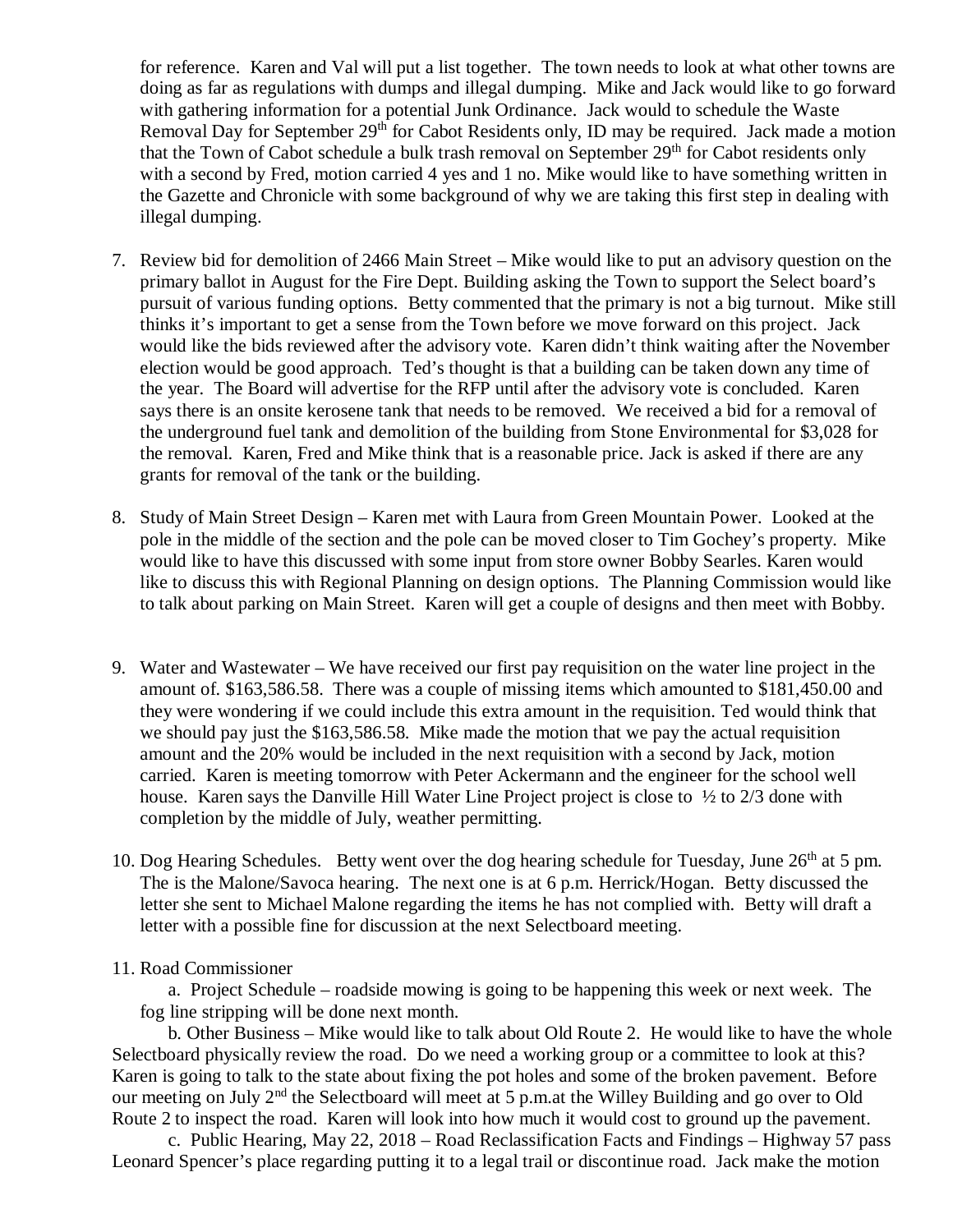for reference. Karen and Val will put a list together. The town needs to look at what other towns are doing as far as regulations with dumps and illegal dumping. Mike and Jack would like to go forward with gathering information for a potential Junk Ordinance. Jack would to schedule the Waste Removal Day for September 29th for Cabot Residents only, ID may be required. Jack made a motion that the Town of Cabot schedule a bulk trash removal on September 29th for Cabot residents only with a second by Fred, motion carried 4 yes and 1 no. Mike would like to have something written in the Gazette and Chronicle with some background of why we are taking this first step in dealing with illegal dumping.

7. Review bid for demolition of 2466 Main Street – Mike would like to put an advisory question on the primary ballot in August for the Fire Dept. Building asking the Town to support the Select board's pursuit of various funding options. Betty commented that the primary is not a big turnout. Mike still thinks it's important to get a sense from the Town before we move forward on this project. Jack would like the bids reviewed after the advisory vote. Karen didn't think waiting after the November election would be good approach. Ted's thought is that a building can be taken down any time of the year. The Board will advertise for the RFP until after the advisory vote is concluded. Karen says there is an onsite kerosene tank that needs to be removed. We received a bid for a removal of the underground fuel tank and demolition of the building from Stone Environmental for $3,028 for the removal. Karen, Fred and Mike think that is a reasonable price. Jack is asked if there are any grants for removal of the tank or the building.

8. Study of Main Street Design – Karen met with Laura from Green Mountain Power. Looked at the pole in the middle of the section and the pole can be moved closer to Tim Gochey's property. Mike would like to have this discussed with some input from store owner Bobby Searles. Karen would like to discuss this with Regional Planning on design options. The Planning Commission would like to talk about parking on Main Street. Karen will get a couple of designs and then meet with Bobby.

9. Water and Wastewater – We have received our first pay requisition on the water line project in the amount of. $163,586.58. There was a couple of missing items which amounted to $181,450.00 and they were wondering if we could include this extra amount in the requisition. Ted would think that we should pay just the $163,586.58. Mike made the motion that we pay the actual requisition amount and the 20% would be included in the next requisition with a second by Jack, motion carried. Karen is meeting tomorrow with Peter Ackermann and the engineer for the school well house. Karen says the Danville Hill Water Line Project project is close to ½ to 2/3 done with completion by the middle of July, weather permitting.

10. Dog Hearing Schedules. Betty went over the dog hearing schedule for Tuesday, June 26th at 5 pm. The is the Malone/Savoca hearing. The next one is at 6 p.m. Herrick/Hogan. Betty discussed the letter she sent to Michael Malone regarding the items he has not complied with. Betty will draft a letter with a possible fine for discussion at the next Selectboard meeting.

11. Road Commissioner

a. Project Schedule – roadside mowing is going to be happening this week or next week. The fog line stripping will be done next month.

b. Other Business – Mike would like to talk about Old Route 2. He would like to have the whole Selectboard physically review the road. Do we need a working group or a committee to look at this? Karen is going to talk to the state about fixing the pot holes and some of the broken pavement. Before our meeting on July 2nd the Selectboard will meet at 5 p.m.at the Willey Building and go over to Old Route 2 to inspect the road. Karen will look into how much it would cost to ground up the pavement.

c. Public Hearing, May 22, 2018 – Road Reclassification Facts and Findings – Highway 57 pass Leonard Spencer's place regarding putting it to a legal trail or discontinue road. Jack make the motion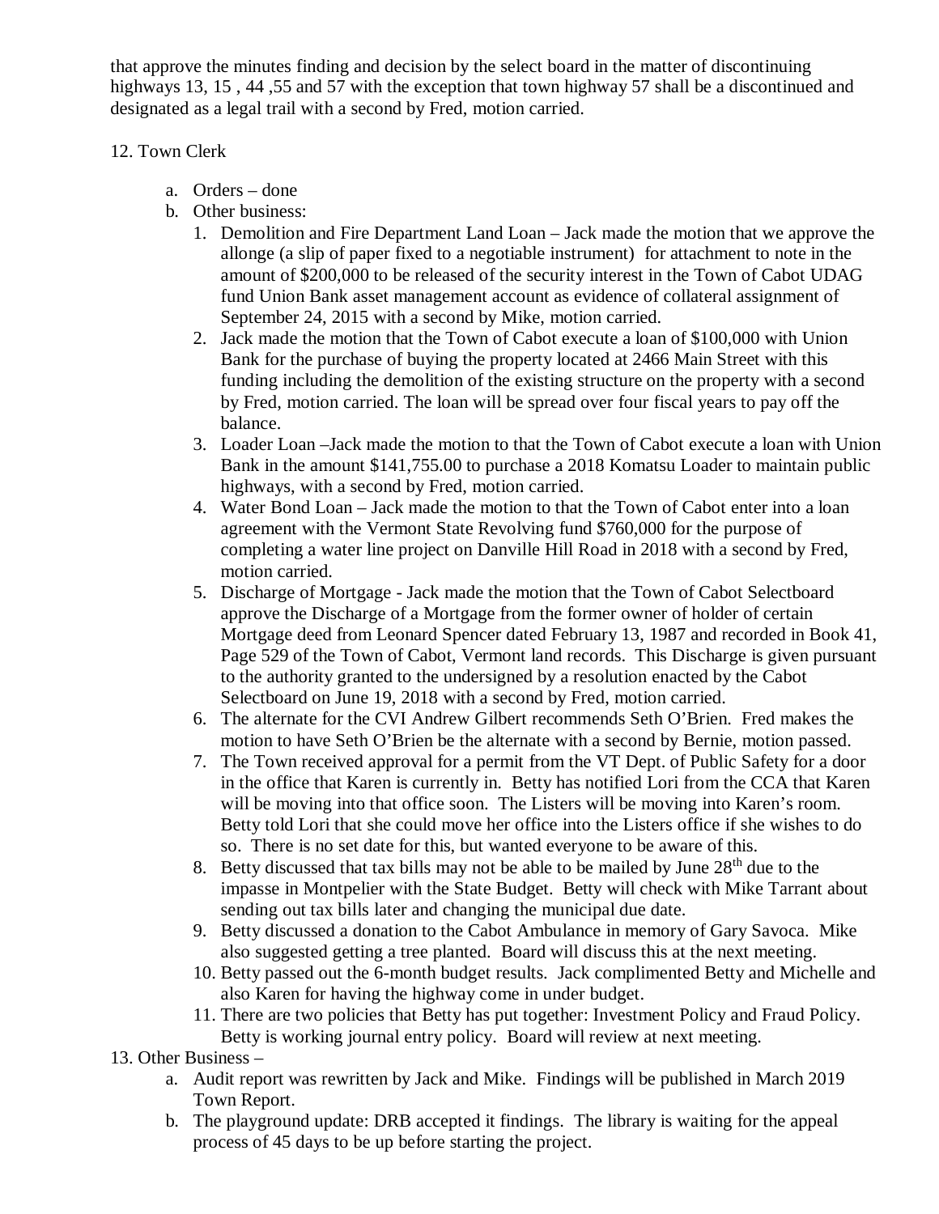that approve the minutes finding and decision by the select board in the matter of discontinuing highways 13, 15 , 44 ,55 and 57 with the exception that town highway 57 shall be a discontinued and designated as a legal trail with a second by Fred, motion carried.

12. Town Clerk

   a. Orders – done
   b. Other business:
      1. Demolition and Fire Department Land Loan – Jack made the motion that we approve the allonge (a slip of paper fixed to a negotiable instrument) for attachment to note in the amount of $200,000 to be released of the security interest in the Town of Cabot UDAG fund Union Bank asset management account as evidence of collateral assignment of September 24, 2015 with a second by Mike, motion carried.
      2. Jack made the motion that the Town of Cabot execute a loan of $100,000 with Union Bank for the purchase of buying the property located at 2466 Main Street with this funding including the demolition of the existing structure on the property with a second by Fred, motion carried. The loan will be spread over four fiscal years to pay off the balance.
      3. Loader Loan –Jack made the motion to that the Town of Cabot execute a loan with Union Bank in the amount $141,755.00 to purchase a 2018 Komatsu Loader to maintain public highways, with a second by Fred, motion carried.
      4. Water Bond Loan – Jack made the motion to that the Town of Cabot enter into a loan agreement with the Vermont State Revolving fund $760,000 for the purpose of completing a water line project on Danville Hill Road in 2018 with a second by Fred, motion carried.
      5. Discharge of Mortgage - Jack made the motion that the Town of Cabot Selectboard approve the Discharge of a Mortgage from the former owner of holder of certain Mortgage deed from Leonard Spencer dated February 13, 1987 and recorded in Book 41, Page 529 of the Town of Cabot, Vermont land records. This Discharge is given pursuant to the authority granted to the undersigned by a resolution enacted by the Cabot Selectboard on June 19, 2018 with a second by Fred, motion carried.
      6. The alternate for the CVI Andrew Gilbert recommends Seth O'Brien. Fred makes the motion to have Seth O'Brien be the alternate with a second by Bernie, motion passed.
      7. The Town received approval for a permit from the VT Dept. of Public Safety for a door in the office that Karen is currently in. Betty has notified Lori from the CCA that Karen will be moving into that office soon. The Listers will be moving into Karen's room. Betty told Lori that she could move her office into the Listers office if she wishes to do so. There is no set date for this, but wanted everyone to be aware of this.
      8. Betty discussed that tax bills may not be able to be mailed by June 28th due to the impasse in Montpelier with the State Budget. Betty will check with Mike Tarrant about sending out tax bills later and changing the municipal due date.
      9. Betty discussed a donation to the Cabot Ambulance in memory of Gary Savoca. Mike also suggested getting a tree planted. Board will discuss this at the next meeting.
      10. Betty passed out the 6-month budget results. Jack complimented Betty and Michelle and also Karen for having the highway come in under budget.
      11. There are two policies that Betty has put together: Investment Policy and Fraud Policy. Betty is working journal entry policy. Board will review at next meeting.

13. Other Business –

   a. Audit report was rewritten by Jack and Mike. Findings will be published in March 2019 Town Report.
   b. The playground update: DRB accepted it findings. The library is waiting for the appeal process of 45 days to be up before starting the project.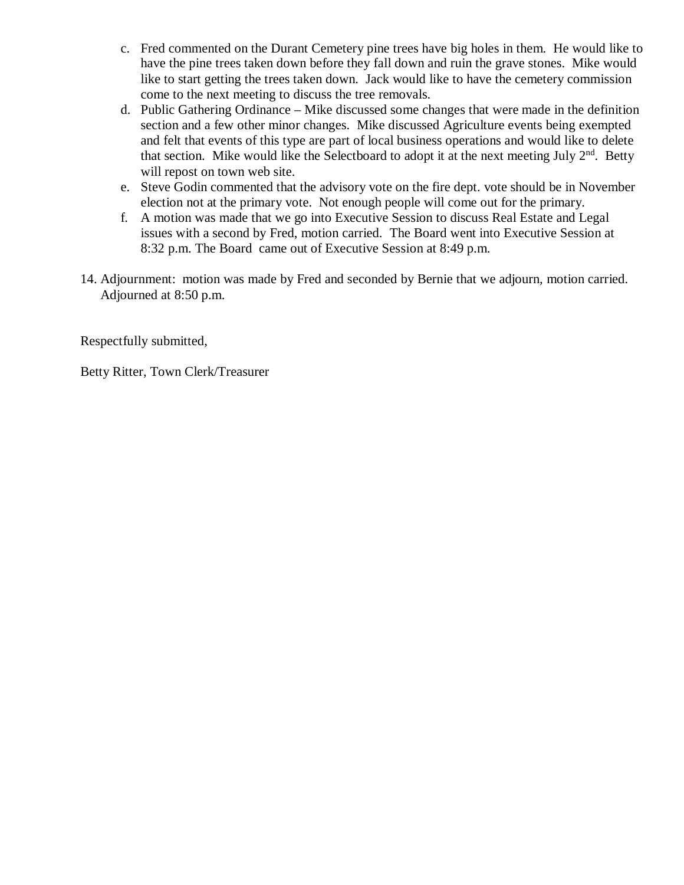c. Fred commented on the Durant Cemetery pine trees have big holes in them. He would like to have the pine trees taken down before they fall down and ruin the grave stones. Mike would like to start getting the trees taken down. Jack would like to have the cemetery commission come to the next meeting to discuss the tree removals.
d. Public Gathering Ordinance – Mike discussed some changes that were made in the definition section and a few other minor changes. Mike discussed Agriculture events being exempted and felt that events of this type are part of local business operations and would like to delete that section. Mike would like the Selectboard to adopt it at the next meeting July 2nd. Betty will repost on town web site.
e. Steve Godin commented that the advisory vote on the fire dept. vote should be in November election not at the primary vote. Not enough people will come out for the primary.
f. A motion was made that we go into Executive Session to discuss Real Estate and Legal issues with a second by Fred, motion carried. The Board went into Executive Session at 8:32 p.m. The Board came out of Executive Session at 8:49 p.m.

14. Adjournment: motion was made by Fred and seconded by Bernie that we adjourn, motion carried. Adjourned at 8:50 p.m.

Respectfully submitted,

Betty Ritter, Town Clerk/Treasurer